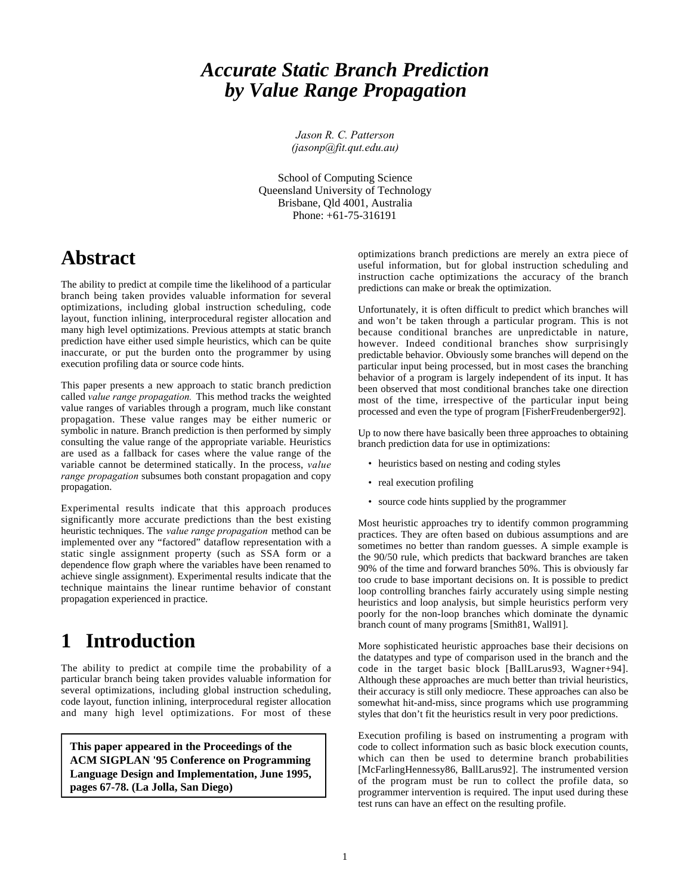# *Accurate Static Branch Prediction by Value Range Propagation*

*Jason R. C. Patterson*
*(jasonp@fit.qut.edu.au)*

School of Computing Science
Queensland University of Technology
Brisbane, Qld 4001, Australia
Phone: +61-75-316191

# Abstract

The ability to predict at compile time the likelihood of a particular branch being taken provides valuable information for several optimizations, including global instruction scheduling, code layout, function inlining, interprocedural register allocation and many high level optimizations. Previous attempts at static branch prediction have either used simple heuristics, which can be quite inaccurate, or put the burden onto the programmer by using execution profiling data or source code hints.

This paper presents a new approach to static branch prediction called *value range propagation.* This method tracks the weighted value ranges of variables through a program, much like constant propagation. These value ranges may be either numeric or symbolic in nature. Branch prediction is then performed by simply consulting the value range of the appropriate variable. Heuristics are used as a fallback for cases where the value range of the variable cannot be determined statically. In the process, *value range propagation* subsumes both constant propagation and copy propagation.

Experimental results indicate that this approach produces significantly more accurate predictions than the best existing heuristic techniques. The *value range propagation* method can be implemented over any "factored" dataflow representation with a static single assignment property (such as SSA form or a dependence flow graph where the variables have been renamed to achieve single assignment). Experimental results indicate that the technique maintains the linear runtime behavior of constant propagation experienced in practice.

# 1 Introduction

The ability to predict at compile time the probability of a particular branch being taken provides valuable information for several optimizations, including global instruction scheduling, code layout, function inlining, interprocedural register allocation and many high level optimizations. For most of these optimizations branch predictions are merely an extra piece of useful information, but for global instruction scheduling and instruction cache optimizations the accuracy of the branch predictions can make or break the optimization.

**This paper appeared in the Proceedings of the ACM SIGPLAN '95 Conference on Programming Language Design and Implementation, June 1995, pages 67-78. (La Jolla, San Diego)**

Unfortunately, it is often difficult to predict which branches will and won't be taken through a particular program. This is not because conditional branches are unpredictable in nature, however. Indeed conditional branches show surprisingly predictable behavior. Obviously some branches will depend on the particular input being processed, but in most cases the branching behavior of a program is largely independent of its input. It has been observed that most conditional branches take one direction most of the time, irrespective of the particular input being processed and even the type of program [FisherFreudenberger92].

Up to now there have basically been three approaches to obtaining branch prediction data for use in optimizations:

- heuristics based on nesting and coding styles
- real execution profiling
- source code hints supplied by the programmer

Most heuristic approaches try to identify common programming practices. They are often based on dubious assumptions and are sometimes no better than random guesses. A simple example is the 90/50 rule, which predicts that backward branches are taken 90% of the time and forward branches 50%. This is obviously far too crude to base important decisions on. It is possible to predict loop controlling branches fairly accurately using simple nesting heuristics and loop analysis, but simple heuristics perform very poorly for the non-loop branches which dominate the dynamic branch count of many programs [Smith81, Wall91].

More sophisticated heuristic approaches base their decisions on the datatypes and type of comparison used in the branch and the code in the target basic block [BallLarus93, Wagner+94]. Although these approaches are much better than trivial heuristics, their accuracy is still only mediocre. These approaches can also be somewhat hit-and-miss, since programs which use programming styles that don't fit the heuristics result in very poor predictions.

Execution profiling is based on instrumenting a program with code to collect information such as basic block execution counts, which can then be used to determine branch probabilities [McFarlingHennessy86, BallLarus92]. The instrumented version of the program must be run to collect the profile data, so programmer intervention is required. The input used during these test runs can have an effect on the resulting profile.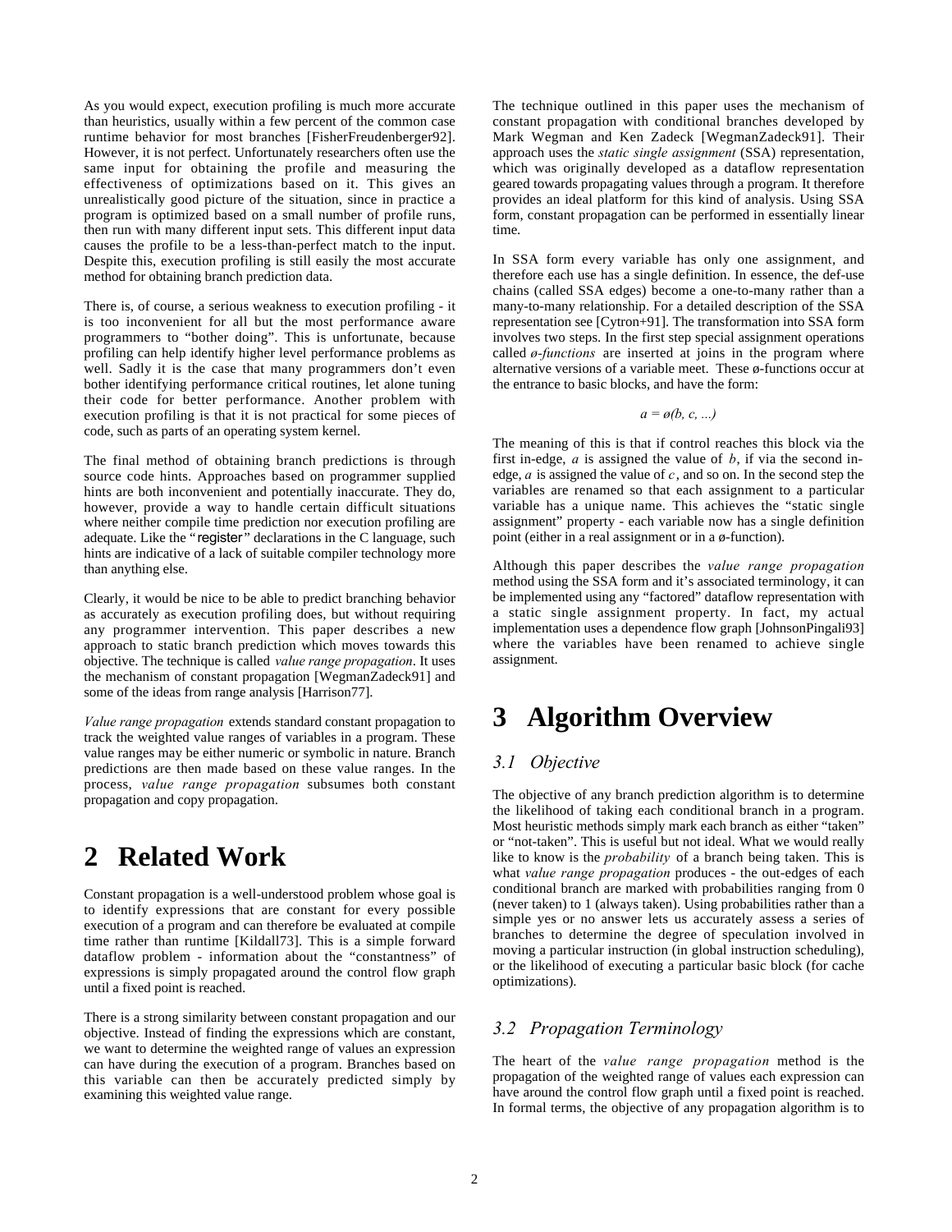As you would expect, execution profiling is much more accurate than heuristics, usually within a few percent of the common case runtime behavior for most branches [FisherFreudenberger92]. However, it is not perfect. Unfortunately researchers often use the same input for obtaining the profile and measuring the effectiveness of optimizations based on it. This gives an unrealistically good picture of the situation, since in practice a program is optimized based on a small number of profile runs, then run with many different input sets. This different input data causes the profile to be a less-than-perfect match to the input. Despite this, execution profiling is still easily the most accurate method for obtaining branch prediction data.

There is, of course, a serious weakness to execution profiling - it is too inconvenient for all but the most performance aware programmers to "bother doing". This is unfortunate, because profiling can help identify higher level performance problems as well. Sadly it is the case that many programmers don't even bother identifying performance critical routines, let alone tuning their code for better performance. Another problem with execution profiling is that it is not practical for some pieces of code, such as parts of an operating system kernel.

The final method of obtaining branch predictions is through source code hints. Approaches based on programmer supplied hints are both inconvenient and potentially inaccurate. They do, however, provide a way to handle certain difficult situations where neither compile time prediction nor execution profiling are adequate. Like the "register" declarations in the C language, such hints are indicative of a lack of suitable compiler technology more than anything else.

Clearly, it would be nice to be able to predict branching behavior as accurately as execution profiling does, but without requiring any programmer intervention. This paper describes a new approach to static branch prediction which moves towards this objective. The technique is called *value range propagation*. It uses the mechanism of constant propagation [WegmanZadeck91] and some of the ideas from range analysis [Harrison77].

*Value range propagation* extends standard constant propagation to track the weighted value ranges of variables in a program. These value ranges may be either numeric or symbolic in nature. Branch predictions are then made based on these value ranges. In the process, *value range propagation* subsumes both constant propagation and copy propagation.

# 2 Related Work

Constant propagation is a well-understood problem whose goal is to identify expressions that are constant for every possible execution of a program and can therefore be evaluated at compile time rather than runtime [Kildall73]. This is a simple forward dataflow problem - information about the "constantness" of expressions is simply propagated around the control flow graph until a fixed point is reached.

There is a strong similarity between constant propagation and our objective. Instead of finding the expressions which are constant, we want to determine the weighted range of values an expression can have during the execution of a program. Branches based on this variable can then be accurately predicted simply by examining this weighted value range.

The technique outlined in this paper uses the mechanism of constant propagation with conditional branches developed by Mark Wegman and Ken Zadeck [WegmanZadeck91]. Their approach uses the *static single assignment* (SSA) representation, which was originally developed as a dataflow representation geared towards propagating values through a program. It therefore provides an ideal platform for this kind of analysis. Using SSA form, constant propagation can be performed in essentially linear time.

In SSA form every variable has only one assignment, and therefore each use has a single definition. In essence, the def-use chains (called SSA edges) become a one-to-many rather than a many-to-many relationship. For a detailed description of the SSA representation see [Cytron+91]. The transformation into SSA form involves two steps. In the first step special assignment operations called *ø-functions* are inserted at joins in the program where alternative versions of a variable meet. These ø-functions occur at the entrance to basic blocks, and have the form:

$$a = \text{ø}(b, c, \ldots)$$

The meaning of this is that if control reaches this block via the first in-edge, $a$ is assigned the value of $b$, if via the second in-edge, $a$ is assigned the value of $c$, and so on. In the second step the variables are renamed so that each assignment to a particular variable has a unique name. This achieves the "static single assignment" property - each variable now has a single definition point (either in a real assignment or in a ø-function).

Although this paper describes the *value range propagation* method using the SSA form and it's associated terminology, it can be implemented using any "factored" dataflow representation with a static single assignment property. In fact, my actual implementation uses a dependence flow graph [JohnsonPingali93] where the variables have been renamed to achieve single assignment.

# 3 Algorithm Overview

## 3.1 Objective

The objective of any branch prediction algorithm is to determine the likelihood of taking each conditional branch in a program. Most heuristic methods simply mark each branch as either "taken" or "not-taken". This is useful but not ideal. What we would really like to know is the *probability* of a branch being taken. This is what *value range propagation* produces - the out-edges of each conditional branch are marked with probabilities ranging from 0 (never taken) to 1 (always taken). Using probabilities rather than a simple yes or no answer lets us accurately assess a series of branches to determine the degree of speculation involved in moving a particular instruction (in global instruction scheduling), or the likelihood of executing a particular basic block (for cache optimizations).

## 3.2 Propagation Terminology

The heart of the *value range propagation* method is the propagation of the weighted range of values each expression can have around the control flow graph until a fixed point is reached. In formal terms, the objective of any propagation algorithm is to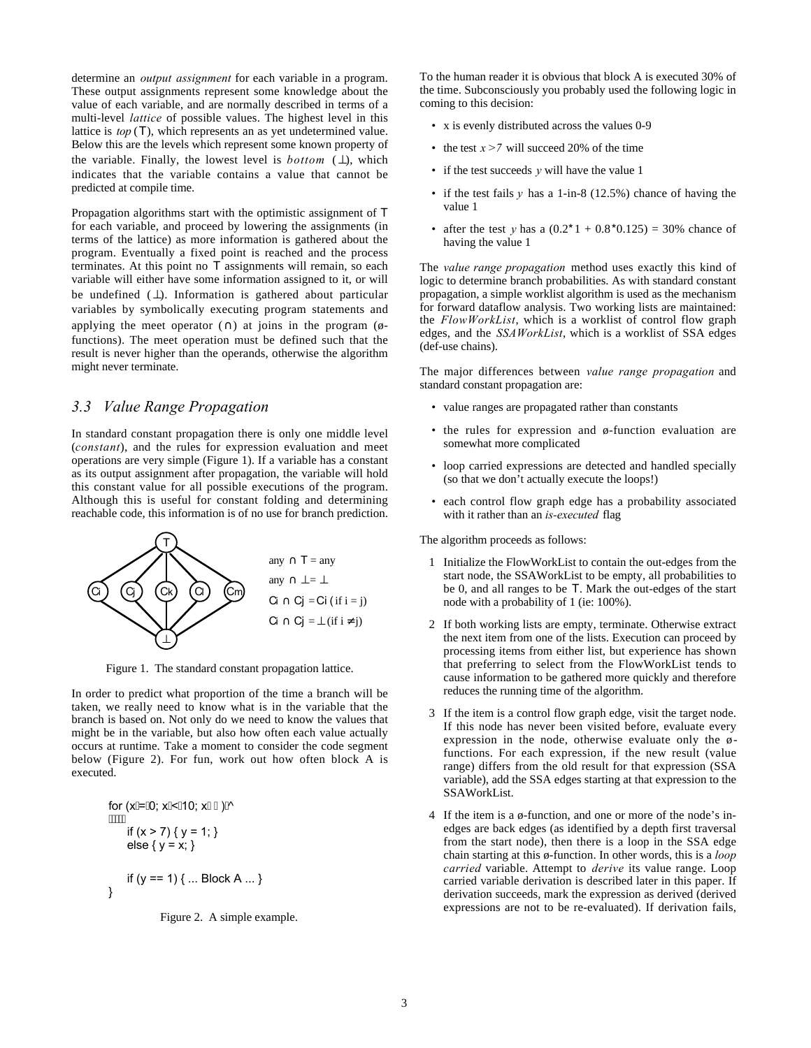determine an *output assignment* for each variable in a program. These output assignments represent some knowledge about the value of each variable, and are normally described in terms of a multi-level *lattice* of possible values. The highest level in this lattice is *top* (T), which represents an as yet undetermined value. Below this are the levels which represent some known property of the variable. Finally, the lowest level is *bottom* (⊥), which indicates that the variable contains a value that cannot be predicted at compile time.

Propagation algorithms start with the optimistic assignment of T for each variable, and proceed by lowering the assignments (in terms of the lattice) as more information is gathered about the program. Eventually a fixed point is reached and the process terminates. At this point no T assignments will remain, so each variable will either have some information assigned to it, or will be undefined (⊥). Information is gathered about particular variables by symbolically executing program statements and applying the meet operator (∩) at joins in the program (ø-functions). The meet operation must be defined such that the result is never higher than the operands, otherwise the algorithm might never terminate.

## 3.3 *Value Range Propagation*

In standard constant propagation there is only one middle level (*constant*), and the rules for expression evaluation and meet operations are very simple (Figure 1). If a variable has a constant as its output assignment after propagation, the variable will hold this constant value for all possible executions of the program. Although this is useful for constant folding and determining reachable code, this information is of no use for branch prediction.

any ∩ T = any

any ∩ ⊥ = ⊥

$C_i \cap C_j = C_i$ (if i = j)

$C_i \cap C_j = \bot$ (if i ≠ j)

Figure 1. The standard constant propagation lattice.

In order to predict what proportion of the time a branch will be taken, we really need to know what is in the variable that the branch is based on. Not only do we need to know the values that might be in the variable, but also how often each value actually occurs at runtime. Take a moment to consider the code segment below (Figure 2). For fun, work out how often block A is executed.

```
for (x = 0; x < 10; x++) {
    if (x > 7) { y = 1; }
    else { y = x; }

    if (y == 1) { ... Block A ... }
}
```

Figure 2. A simple example.

To the human reader it is obvious that block A is executed 30% of the time. Subconsciously you probably used the following logic in coming to this decision:

- x is evenly distributed across the values 0-9
- the test *x >7* will succeed 20% of the time
- if the test succeeds *y* will have the value 1
- if the test fails *y* has a 1-in-8 (12.5%) chance of having the value 1
- after the test *y* has a (0.2*1 + 0.8*0.125) = 30% chance of having the value 1

The *value range propagation* method uses exactly this kind of logic to determine branch probabilities. As with standard constant propagation, a simple worklist algorithm is used as the mechanism for forward dataflow analysis. Two working lists are maintained: the *FlowWorkList*, which is a worklist of control flow graph edges, and the *SSAWorkList*, which is a worklist of SSA edges (def-use chains).

The major differences between *value range propagation* and standard constant propagation are:

- value ranges are propagated rather than constants
- the rules for expression and ø-function evaluation are somewhat more complicated
- loop carried expressions are detected and handled specially (so that we don't actually execute the loops!)
- each control flow graph edge has a probability associated with it rather than an *is-executed* flag

The algorithm proceeds as follows:

1. Initialize the FlowWorkList to contain the out-edges from the start node, the SSAWorkList to be empty, all probabilities to be 0, and all ranges to be T. Mark the out-edges of the start node with a probability of 1 (ie: 100%).
2. If both working lists are empty, terminate. Otherwise extract the next item from one of the lists. Execution can proceed by processing items from either list, but experience has shown that preferring to select from the FlowWorkList tends to cause information to be gathered more quickly and therefore reduces the running time of the algorithm.
3. If the item is a control flow graph edge, visit the target node. If this node has never been visited before, evaluate every expression in the node, otherwise evaluate only the ø-functions. For each expression, if the new result (value range) differs from the old result for that expression (SSA variable), add the SSA edges starting at that expression to the SSAWorkList.
4. If the item is a ø-function, and one or more of the node's in-edges are back edges (as identified by a depth first traversal from the start node), then there is a loop in the SSA edge chain starting at this ø-function. In other words, this is a *loop carried* variable. Attempt to *derive* its value range. Loop carried variable derivation is described later in this paper. If derivation succeeds, mark the expression as derived (derived expressions are not to be re-evaluated). If derivation fails,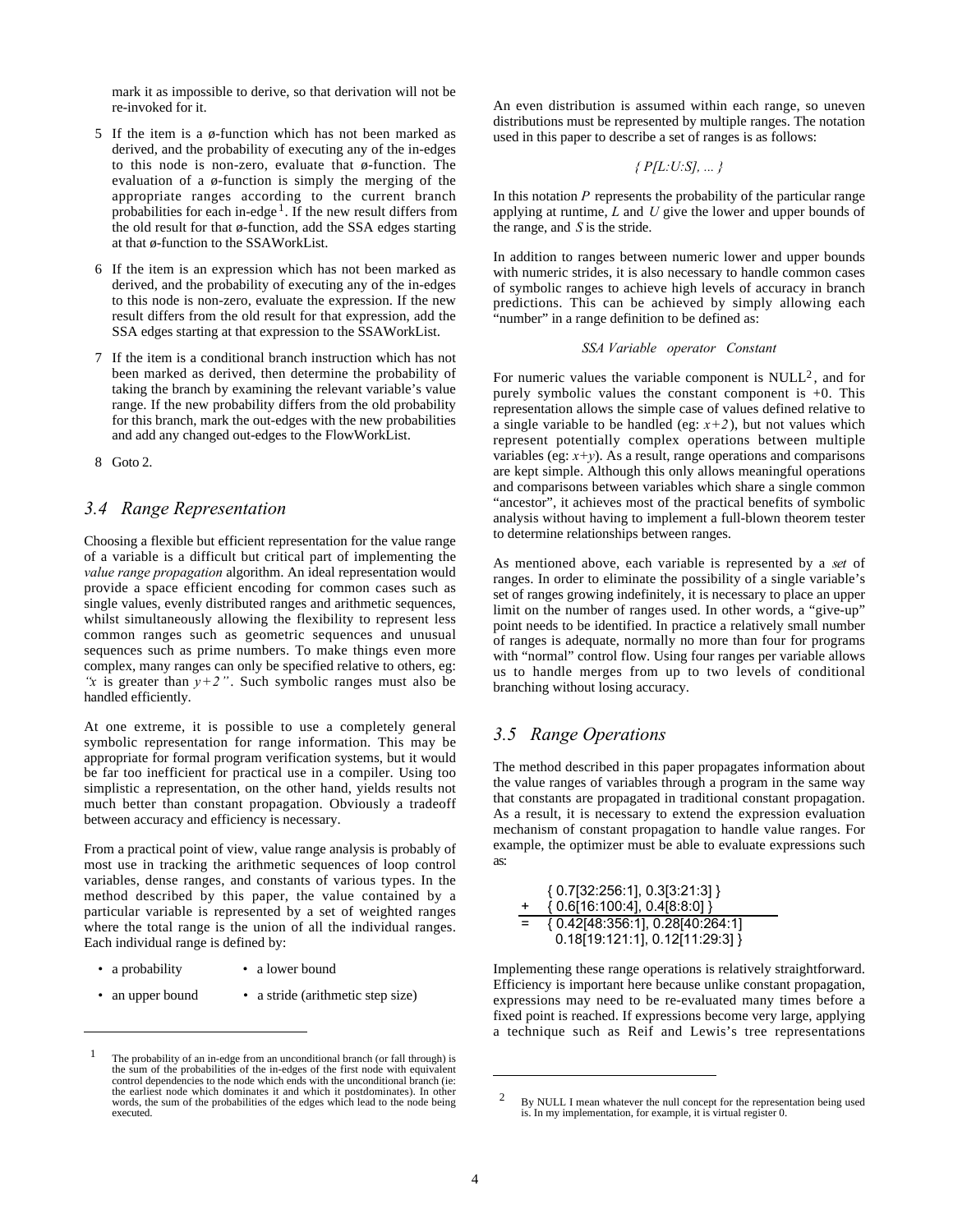mark it as impossible to derive, so that derivation will not be re-invoked for it.

5. If the item is a ø-function which has not been marked as derived, and the probability of executing any of the in-edges to this node is non-zero, evaluate that ø-function. The evaluation of a ø-function is simply the merging of the appropriate ranges according to the current branch probabilities for each in-edge[1]. If the new result differs from the old result for that ø-function, add the SSA edges starting at that ø-function to the SSAWorkList.

6. If the item is an expression which has not been marked as derived, and the probability of executing any of the in-edges to this node is non-zero, evaluate the expression. If the new result differs from the old result for that expression, add the SSA edges starting at that expression to the SSAWorkList.

7. If the item is a conditional branch instruction which has not been marked as derived, then determine the probability of taking the branch by examining the relevant variable's value range. If the new probability differs from the old probability for this branch, mark the out-edges with the new probabilities and add any changed out-edges to the FlowWorkList.

8. Goto 2.

## 3.4 Range Representation

Choosing a flexible but efficient representation for the value range of a variable is a difficult but critical part of implementing the *value range propagation* algorithm. An ideal representation would provide a space efficient encoding for common cases such as single values, evenly distributed ranges and arithmetic sequences, whilst simultaneously allowing the flexibility to represent less common ranges such as geometric sequences and unusual sequences such as prime numbers. To make things even more complex, many ranges can only be specified relative to others, eg: *"x is greater than y+2"*. Such symbolic ranges must also be handled efficiently.

At one extreme, it is possible to use a completely general symbolic representation for range information. This may be appropriate for formal program verification systems, but it would be far too inefficient for practical use in a compiler. Using too simplistic a representation, on the other hand, yields results not much better than constant propagation. Obviously a tradeoff between accuracy and efficiency is necessary.

From a practical point of view, value range analysis is probably of most use in tracking the arithmetic sequences of loop control variables, dense ranges, and constants of various types. In the method described by this paper, the value contained by a particular variable is represented by a set of weighted ranges where the total range is the union of all the individual ranges. Each individual range is defined by:

- a probability
- a lower bound
- an upper bound
- a stride (arithmetic step size)

An even distribution is assumed within each range, so uneven distributions must be represented by multiple ranges. The notation used in this paper to describe a set of ranges is as follows:

$$\{\ P[L{:}U{:}S],\ \ldots\ \}$$

In this notation $P$ represents the probability of the particular range applying at runtime, $L$ and $U$ give the lower and upper bounds of the range, and $S$ is the stride.

In addition to ranges between numeric lower and upper bounds with numeric strides, it is also necessary to handle common cases of symbolic ranges to achieve high levels of accuracy in branch predictions. This can be achieved by simply allowing each "number" in a range definition to be defined as:

*SSA Variable operator Constant*

For numeric values the variable component is NULL[2], and for purely symbolic values the constant component is +0. This representation allows the simple case of values defined relative to a single variable to be handled (eg: $x+2$), but not values which represent potentially complex operations between multiple variables (eg: $x+y$). As a result, range operations and comparisons are kept simple. Although this only allows meaningful operations and comparisons between variables which share a single common "ancestor", it achieves most of the practical benefits of symbolic analysis without having to implement a full-blown theorem tester to determine relationships between ranges.

As mentioned above, each variable is represented by a *set* of ranges. In order to eliminate the possibility of a single variable's set of ranges growing indefinitely, it is necessary to place an upper limit on the number of ranges used. In other words, a "give-up" point needs to be identified. In practice a relatively small number of ranges is adequate, normally no more than four for programs with "normal" control flow. Using four ranges per variable allows us to handle merges from up to two levels of conditional branching without losing accuracy.

## 3.5 Range Operations

The method described in this paper propagates information about the value ranges of variables through a program in the same way that constants are propagated in traditional constant propagation. As a result, it is necessary to extend the expression evaluation mechanism of constant propagation to handle value ranges. For example, the optimizer must be able to evaluate expressions such as:

```
    { 0.7[32:256:1], 0.3[3:21:3] }
+   { 0.6[16:100:4], 0.4[8:8:0] }
=   { 0.42[48:356:1], 0.28[40:264:1]
      0.18[19:121:1], 0.12[11:29:3] }
```

Implementing these range operations is relatively straightforward. Efficiency is important here because unlike constant propagation, expressions may need to be re-evaluated many times before a fixed point is reached. If expressions become very large, applying a technique such as Reif and Lewis's tree representations

---

[1] The probability of an in-edge from an unconditional branch (or fall through) is the sum of the probabilities of the in-edges of the first node with equivalent control dependencies to the node which ends with the unconditional branch (ie: the earliest node which dominates it and which it postdominates). In other words, the sum of the probabilities of the edges which lead to the node being executed.

[2] By NULL I mean whatever the null concept for the representation being used is. In my implementation, for example, it is virtual register 0.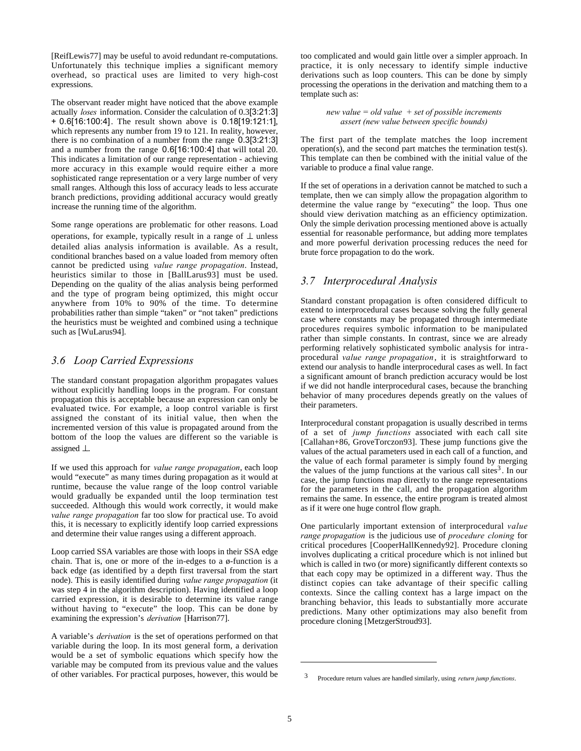[ReifLewis77] may be useful to avoid redundant re-computations. Unfortunately this technique implies a significant memory overhead, so practical uses are limited to very high-cost expressions.

The observant reader might have noticed that the above example actually *loses* information. Consider the calculation of 0.3[3:21:3] + 0.6[16:100:4]. The result shown above is 0.18[19:121:1], which represents any number from 19 to 121. In reality, however, there is no combination of a number from the range 0.3[3:21:3] and a number from the range 0.6[16:100:4] that will total 20. This indicates a limitation of our range representation - achieving more accuracy in this example would require either a more sophisticated range representation or a very large number of very small ranges. Although this loss of accuracy leads to less accurate branch predictions, providing additional accuracy would greatly increase the running time of the algorithm.

Some range operations are problematic for other reasons. Load operations, for example, typically result in a range of ⊥ unless detailed alias analysis information is available. As a result, conditional branches based on a value loaded from memory often cannot be predicted using *value range propagation*. Instead, heuristics similar to those in [BallLarus93] must be used. Depending on the quality of the alias analysis being performed and the type of program being optimized, this might occur anywhere from 10% to 90% of the time. To determine probabilities rather than simple "taken" or "not taken" predictions the heuristics must be weighted and combined using a technique such as [WuLarus94].

## 3.6 Loop Carried Expressions

The standard constant propagation algorithm propagates values without explicitly handling loops in the program. For constant propagation this is acceptable because an expression can only be evaluated twice. For example, a loop control variable is first assigned the constant of its initial value, then when the incremented version of this value is propagated around from the bottom of the loop the values are different so the variable is assigned ⊥.

If we used this approach for *value range propagation*, each loop would "execute" as many times during propagation as it would at runtime, because the value range of the loop control variable would gradually be expanded until the loop termination test succeeded. Although this would work correctly, it would make *value range propagation* far too slow for practical use. To avoid this, it is necessary to explicitly identify loop carried expressions and determine their value ranges using a different approach.

Loop carried SSA variables are those with loops in their SSA edge chain. That is, one or more of the in-edges to a ø-function is a back edge (as identified by a depth first traversal from the start node). This is easily identified during *value range propagation* (it was step 4 in the algorithm description). Having identified a loop carried expression, it is desirable to determine its value range without having to "execute" the loop. This can be done by examining the expression's *derivation* [Harrison77].

A variable's *derivation* is the set of operations performed on that variable during the loop. In its most general form, a derivation would be a set of symbolic equations which specify how the variable may be computed from its previous value and the values of other variables. For practical purposes, however, this would be too complicated and would gain little over a simpler approach. In practice, it is only necessary to identify simple inductive derivations such as loop counters. This can be done by simply processing the operations in the derivation and matching them to a template such as:

> *new value = old value + set of possible increments*
> *assert (new value between specific bounds)*

The first part of the template matches the loop increment operation(s), and the second part matches the termination test(s). This template can then be combined with the initial value of the variable to produce a final value range.

If the set of operations in a derivation cannot be matched to such a template, then we can simply allow the propagation algorithm to determine the value range by "executing" the loop. Thus one should view derivation matching as an efficiency optimization. Only the simple derivation processing mentioned above is actually essential for reasonable performance, but adding more templates and more powerful derivation processing reduces the need for brute force propagation to do the work.

## 3.7 Interprocedural Analysis

Standard constant propagation is often considered difficult to extend to interprocedural cases because solving the fully general case where constants may be propagated through intermediate procedures requires symbolic information to be manipulated rather than simple constants. In contrast, since we are already performing relatively sophisticated symbolic analysis for intra-procedural *value range propagation*, it is straightforward to extend our analysis to handle interprocedural cases as well. In fact a significant amount of branch prediction accuracy would be lost if we did not handle interprocedural cases, because the branching behavior of many procedures depends greatly on the values of their parameters.

Interprocedural constant propagation is usually described in terms of a set of *jump functions* associated with each call site [Callahan+86, GroveTorczon93]. These jump functions give the values of the actual parameters used in each call of a function, and the value of each formal parameter is simply found by merging the values of the jump functions at the various call sites[3]. In our case, the jump functions map directly to the range representations for the parameters in the call, and the propagation algorithm remains the same. In essence, the entire program is treated almost as if it were one huge control flow graph.

One particularly important extension of interprocedural *value range propagation* is the judicious use of *procedure cloning* for critical procedures [CooperHallKennedy92]. Procedure cloning involves duplicating a critical procedure which is not inlined but which is called in two (or more) significantly different contexts so that each copy may be optimized in a different way. Thus the distinct copies can take advantage of their specific calling contexts. Since the calling context has a large impact on the branching behavior, this leads to substantially more accurate predictions. Many other optimizations may also benefit from procedure cloning [MetzgerStroud93].

---

[3] Procedure return values are handled similarly, using *return jump functions*.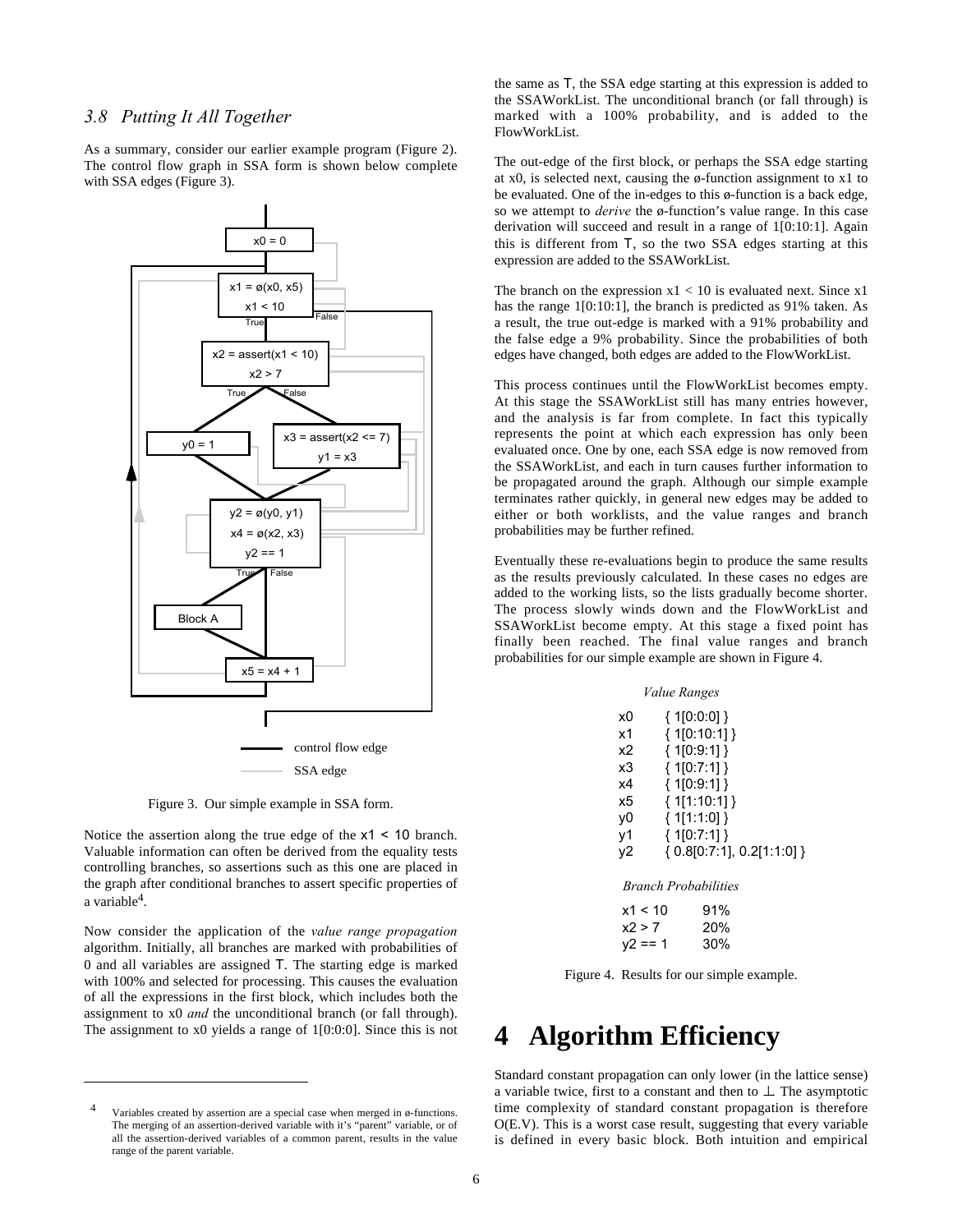### 3.8 Putting It All Together

As a summary, consider our earlier example program (Figure 2). The control flow graph in SSA form is shown below complete with SSA edges (Figure 3).

Figure 3. Our simple example in SSA form.

Notice the assertion along the true edge of the x1 < 10 branch. Valuable information can often be derived from the equality tests controlling branches, so assertions such as this one are placed in the graph after conditional branches to assert specific properties of a variable[4].

Now consider the application of the *value range propagation* algorithm. Initially, all branches are marked with probabilities of 0 and all variables are assigned T. The starting edge is marked with 100% and selected for processing. This causes the evaluation of all the expressions in the first block, which includes both the assignment to x0 *and* the unconditional branch (or fall through). The assignment to x0 yields a range of 1[0:0:0]. Since this is not the same as T, the SSA edge starting at this expression is added to the SSAWorkList. The unconditional branch (or fall through) is marked with a 100% probability, and is added to the FlowWorkList.

The out-edge of the first block, or perhaps the SSA edge starting at x0, is selected next, causing the ø-function assignment to x1 to be evaluated. One of the in-edges to this ø-function is a back edge, so we attempt to *derive* the ø-function's value range. In this case derivation will succeed and result in a range of 1[0:10:1]. Again this is different from T, so the two SSA edges starting at this expression are added to the SSAWorkList.

The branch on the expression x1 < 10 is evaluated next. Since x1 has the range 1[0:10:1], the branch is predicted as 91% taken. As a result, the true out-edge is marked with a 91% probability and the false edge a 9% probability. Since the probabilities of both edges have changed, both edges are added to the FlowWorkList.

This process continues until the FlowWorkList becomes empty. At this stage the SSAWorkList still has many entries however, and the analysis is far from complete. In fact this typically represents the point at which each expression has only been evaluated once. One by one, each SSA edge is now removed from the SSAWorkList, and each in turn causes further information to be propagated around the graph. Although our simple example terminates rather quickly, in general new edges may be added to either or both worklists, and the value ranges and branch probabilities may be further refined.

Eventually these re-evaluations begin to produce the same results as the results previously calculated. In these cases no edges are added to the working lists, so the lists gradually become shorter. The process slowly winds down and the FlowWorkList and SSAWorkList become empty. At this stage a fixed point has finally been reached. The final value ranges and branch probabilities for our simple example are shown in Figure 4.

*Value Ranges*

| | |
|---|---|
| x0 | { 1[0:0:0] } |
| x1 | { 1[0:10:1] } |
| x2 | { 1[0:9:1] } |
| x3 | { 1[0:7:1] } |
| x4 | { 1[0:9:1] } |
| x5 | { 1[1:10:1] } |
| y0 | { 1[1:1:0] } |
| y1 | { 1[0:7:1] } |
| y2 | { 0.8[0:7:1], 0.2[1:1:0] } |

*Branch Probabilities*

| | |
|---|---|
| x1 < 10 | 91% |
| x2 > 7 | 20% |
| y2 == 1 | 30% |

Figure 4. Results for our simple example.

# 4 Algorithm Efficiency

Standard constant propagation can only lower (in the lattice sense) a variable twice, first to a constant and then to ⊥. The asymptotic time complexity of standard constant propagation is therefore O(E.V). This is a worst case result, suggesting that every variable is defined in every basic block. Both intuition and empirical

---

[4] Variables created by assertion are a special case when merged in ø-functions. The merging of an assertion-derived variable with it's "parent" variable, or of all the assertion-derived variables of a common parent, results in the value range of the parent variable.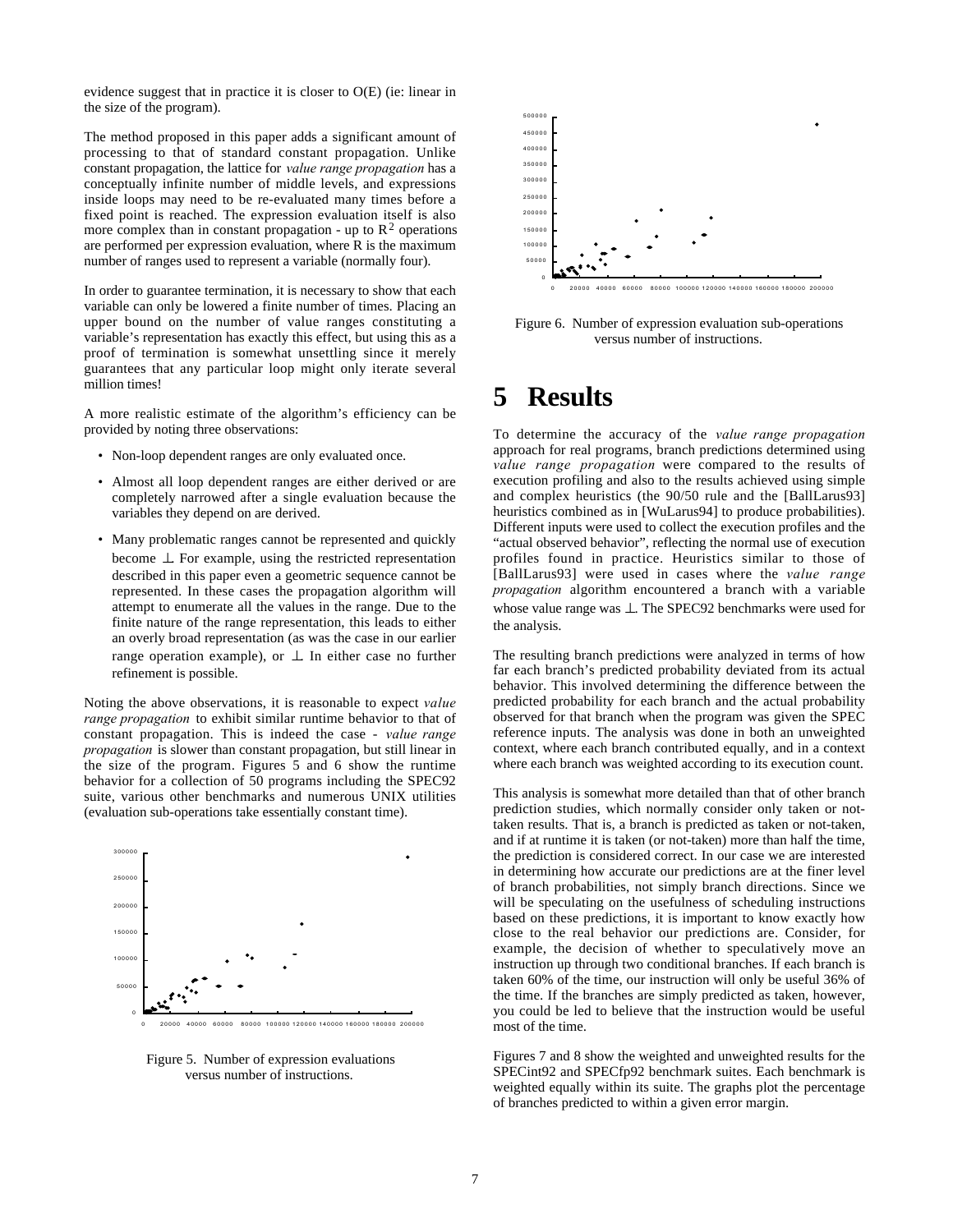evidence suggest that in practice it is closer to O(E) (ie: linear in the size of the program).

The method proposed in this paper adds a significant amount of processing to that of standard constant propagation. Unlike constant propagation, the lattice for *value range propagation* has a conceptually infinite number of middle levels, and expressions inside loops may need to be re-evaluated many times before a fixed point is reached. The expression evaluation itself is also more complex than in constant propagation - up to $R^2$ operations are performed per expression evaluation, where R is the maximum number of ranges used to represent a variable (normally four).

In order to guarantee termination, it is necessary to show that each variable can only be lowered a finite number of times. Placing an upper bound on the number of value ranges constituting a variable's representation has exactly this effect, but using this as a proof of termination is somewhat unsettling since it merely guarantees that any particular loop might only iterate several million times!

A more realistic estimate of the algorithm's efficiency can be provided by noting three observations:

- Non-loop dependent ranges are only evaluated once.
- Almost all loop dependent ranges are either derived or are completely narrowed after a single evaluation because the variables they depend on are derived.
- Many problematic ranges cannot be represented and quickly become ⊥. For example, using the restricted representation described in this paper even a geometric sequence cannot be represented. In these cases the propagation algorithm will attempt to enumerate all the values in the range. Due to the finite nature of the range representation, this leads to either an overly broad representation (as was the case in our earlier range operation example), or ⊥. In either case no further refinement is possible.

Noting the above observations, it is reasonable to expect *value range propagation* to exhibit similar runtime behavior to that of constant propagation. This is indeed the case - *value range propagation* is slower than constant propagation, but still linear in the size of the program. Figures 5 and 6 show the runtime behavior for a collection of 50 programs including the SPEC92 suite, various other benchmarks and numerous UNIX utilities (evaluation sub-operations take essentially constant time).

Figure 5. Number of expression evaluations versus number of instructions.

Figure 6. Number of expression evaluation sub-operations versus number of instructions.

# 5 Results

To determine the accuracy of the *value range propagation* approach for real programs, branch predictions determined using *value range propagation* were compared to the results of execution profiling and also to the results achieved using simple and complex heuristics (the 90/50 rule and the [BallLarus93] heuristics combined as in [WuLarus94] to produce probabilities). Different inputs were used to collect the execution profiles and the "actual observed behavior", reflecting the normal use of execution profiles found in practice. Heuristics similar to those of [BallLarus93] were used in cases where the *value range propagation* algorithm encountered a branch with a variable whose value range was ⊥. The SPEC92 benchmarks were used for the analysis.

The resulting branch predictions were analyzed in terms of how far each branch's predicted probability deviated from its actual behavior. This involved determining the difference between the predicted probability for each branch and the actual probability observed for that branch when the program was given the SPEC reference inputs. The analysis was done in both an unweighted context, where each branch contributed equally, and in a context where each branch was weighted according to its execution count.

This analysis is somewhat more detailed than that of other branch prediction studies, which normally consider only taken or not-taken results. That is, a branch is predicted as taken or not-taken, and if at runtime it is taken (or not-taken) more than half the time, the prediction is considered correct. In our case we are interested in determining how accurate our predictions are at the finer level of branch probabilities, not simply branch directions. Since we will be speculating on the usefulness of scheduling instructions based on these predictions, it is important to know exactly how close to the real behavior our predictions are. Consider, for example, the decision of whether to speculatively move an instruction up through two conditional branches. If each branch is taken 60% of the time, our instruction will only be useful 36% of the time. If the branches are simply predicted as taken, however, you could be led to believe that the instruction would be useful most of the time.

Figures 7 and 8 show the weighted and unweighted results for the SPECint92 and SPECfp92 benchmark suites. Each benchmark is weighted equally within its suite. The graphs plot the percentage of branches predicted to within a given error margin.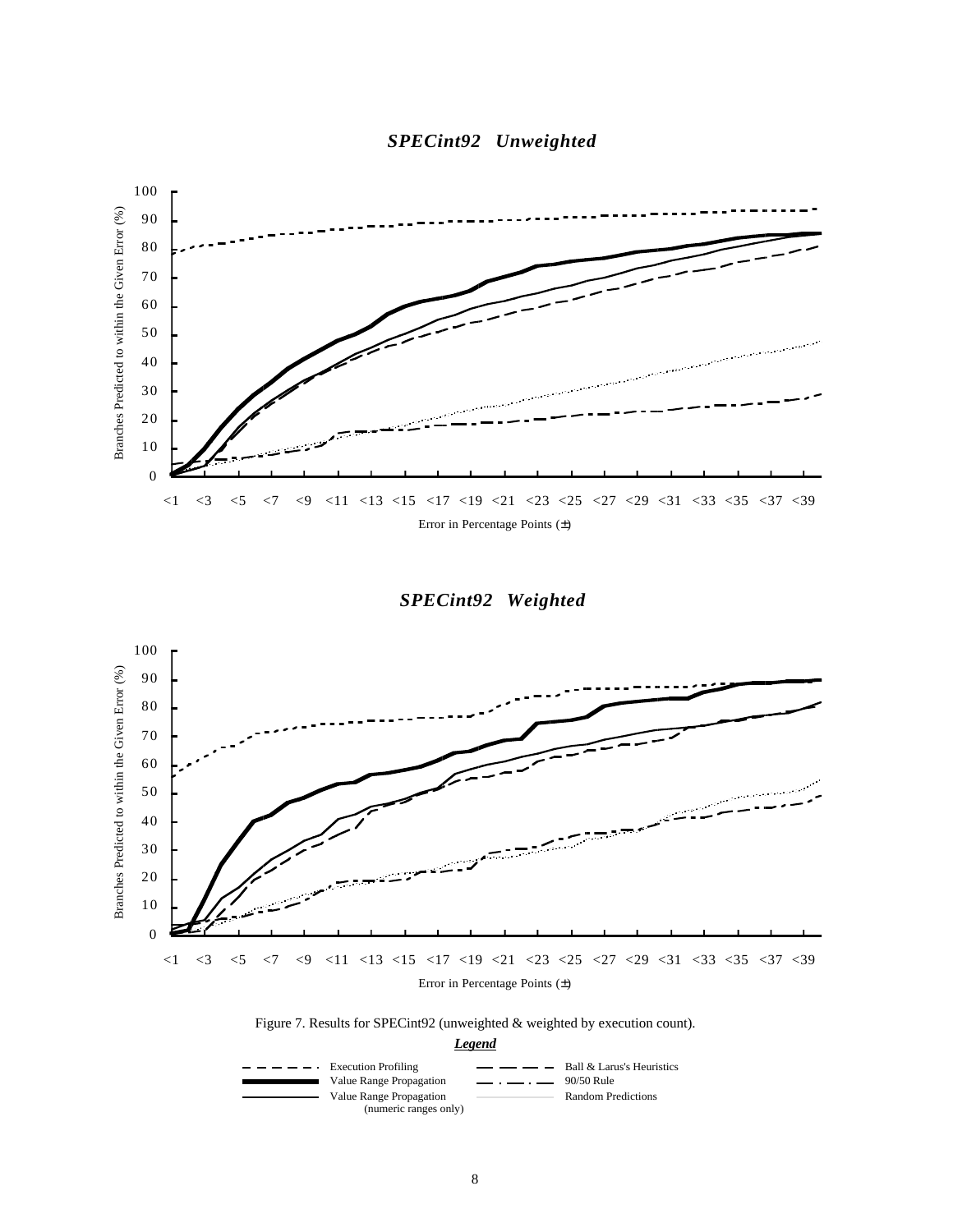***SPECint92 Unweighted***

***SPECint92 Weighted***

Figure 7. Results for SPECint92 (unweighted & weighted by execution count).

***Legend***

- Execution Profiling
- Value Range Propagation
- Value Range Propagation (numeric ranges only)
- Ball & Larus's Heuristics
- 90/50 Rule
- Random Predictions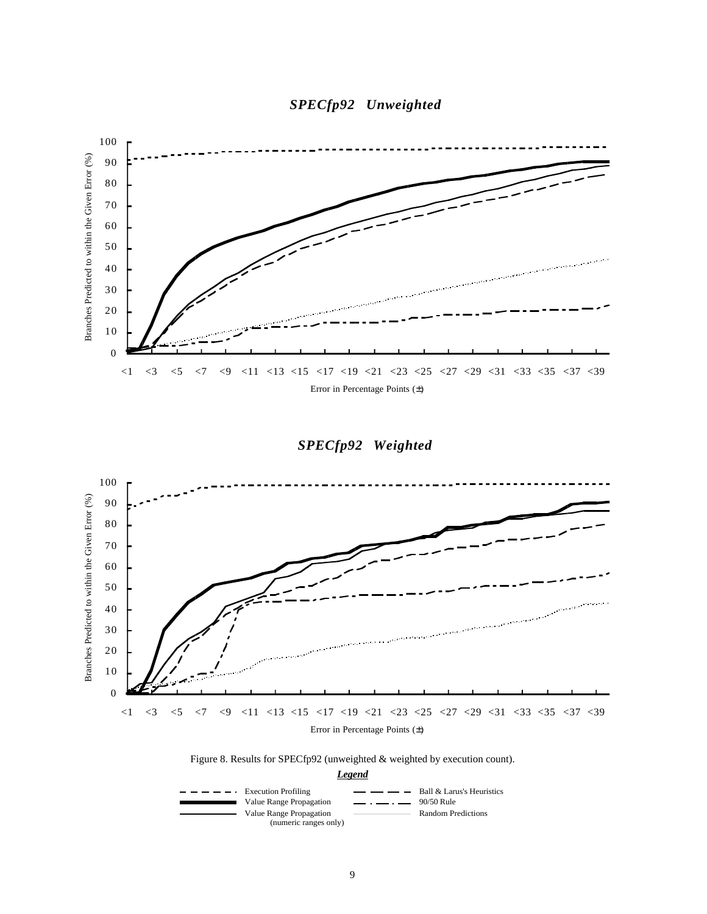## SPECfp92 Unweighted

## SPECfp92 Weighted

Figure 8. Results for SPECfp92 (unweighted & weighted by execution count).

***Legend***

- Execution Profiling
- Value Range Propagation
- Value Range Propagation (numeric ranges only)
- Ball & Larus's Heuristics
- 90/50 Rule
- Random Predictions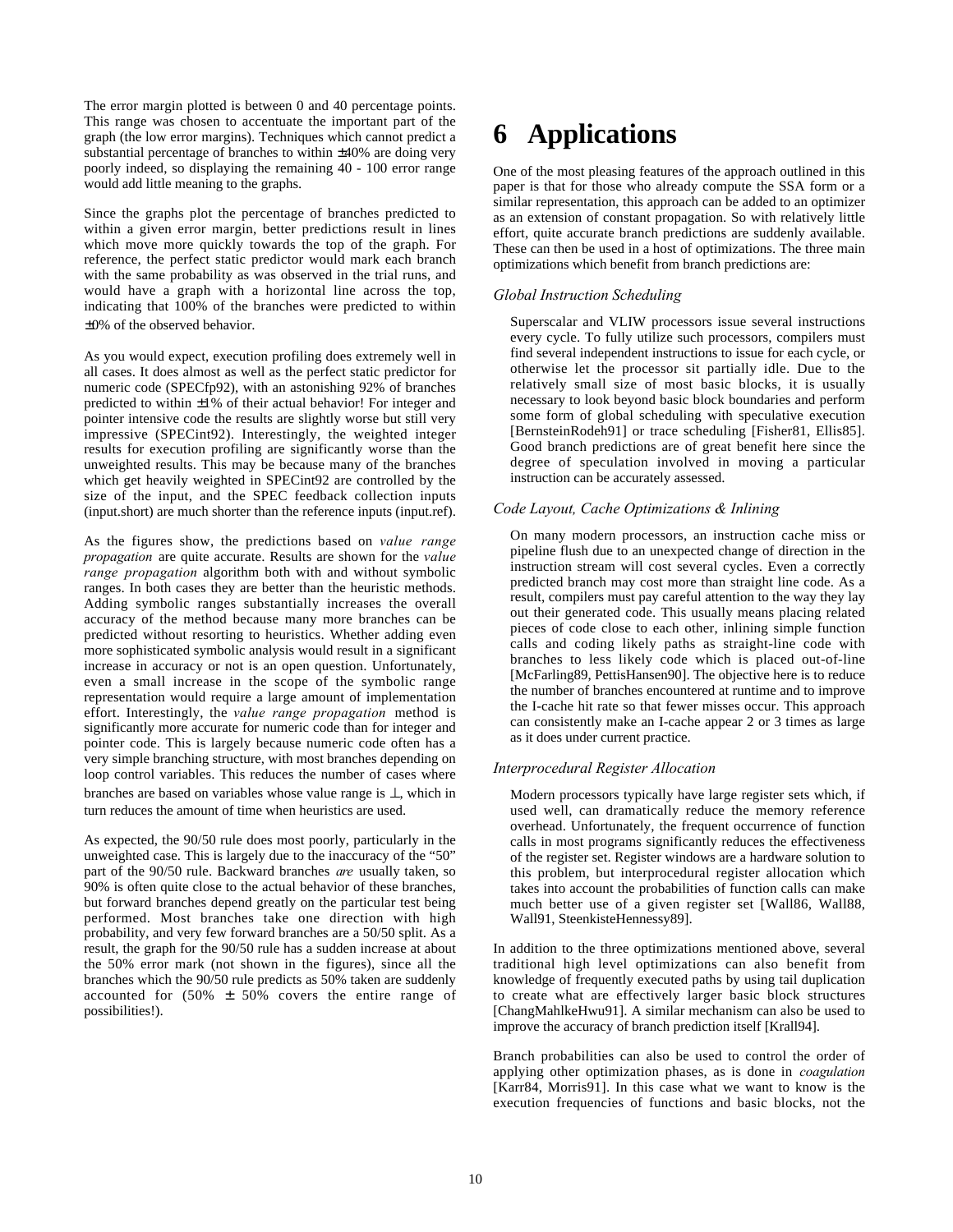The error margin plotted is between 0 and 40 percentage points. This range was chosen to accentuate the important part of the graph (the low error margins). Techniques which cannot predict a substantial percentage of branches to within ±40% are doing very poorly indeed, so displaying the remaining 40 - 100 error range would add little meaning to the graphs.

Since the graphs plot the percentage of branches predicted to within a given error margin, better predictions result in lines which move more quickly towards the top of the graph. For reference, the perfect static predictor would mark each branch with the same probability as was observed in the trial runs, and would have a graph with a horizontal line across the top, indicating that 100% of the branches were predicted to within ±0% of the observed behavior.

As you would expect, execution profiling does extremely well in all cases. It does almost as well as the perfect static predictor for numeric code (SPECfp92), with an astonishing 92% of branches predicted to within ±1% of their actual behavior! For integer and pointer intensive code the results are slightly worse but still very impressive (SPECint92). Interestingly, the weighted integer results for execution profiling are significantly worse than the unweighted results. This may be because many of the branches which get heavily weighted in SPECint92 are controlled by the size of the input, and the SPEC feedback collection inputs (input.short) are much shorter than the reference inputs (input.ref).

As the figures show, the predictions based on *value range propagation* are quite accurate. Results are shown for the *value range propagation* algorithm both with and without symbolic ranges. In both cases they are better than the heuristic methods. Adding symbolic ranges substantially increases the overall accuracy of the method because many more branches can be predicted without resorting to heuristics. Whether adding even more sophisticated symbolic analysis would result in a significant increase in accuracy or not is an open question. Unfortunately, even a small increase in the scope of the symbolic range representation would require a large amount of implementation effort. Interestingly, the *value range propagation* method is significantly more accurate for numeric code than for integer and pointer code. This is largely because numeric code often has a very simple branching structure, with most branches depending on loop control variables. This reduces the number of cases where branches are based on variables whose value range is ⊥, which in turn reduces the amount of time when heuristics are used.

As expected, the 90/50 rule does most poorly, particularly in the unweighted case. This is largely due to the inaccuracy of the "50" part of the 90/50 rule. Backward branches *are* usually taken, so 90% is often quite close to the actual behavior of these branches, but forward branches depend greatly on the particular test being performed. Most branches take one direction with high probability, and very few forward branches are a 50/50 split. As a result, the graph for the 90/50 rule has a sudden increase at about the 50% error mark (not shown in the figures), since all the branches which the 90/50 rule predicts as 50% taken are suddenly accounted for (50% ± 50% covers the entire range of possibilities!).

# 6 Applications

One of the most pleasing features of the approach outlined in this paper is that for those who already compute the SSA form or a similar representation, this approach can be added to an optimizer as an extension of constant propagation. So with relatively little effort, quite accurate branch predictions are suddenly available. These can then be used in a host of optimizations. The three main optimizations which benefit from branch predictions are:

### *Global Instruction Scheduling*

Superscalar and VLIW processors issue several instructions every cycle. To fully utilize such processors, compilers must find several independent instructions to issue for each cycle, or otherwise let the processor sit partially idle. Due to the relatively small size of most basic blocks, it is usually necessary to look beyond basic block boundaries and perform some form of global scheduling with speculative execution [BernsteinRodeh91] or trace scheduling [Fisher81, Ellis85]. Good branch predictions are of great benefit here since the degree of speculation involved in moving a particular instruction can be accurately assessed.

### *Code Layout, Cache Optimizations & Inlining*

On many modern processors, an instruction cache miss or pipeline flush due to an unexpected change of direction in the instruction stream will cost several cycles. Even a correctly predicted branch may cost more than straight line code. As a result, compilers must pay careful attention to the way they lay out their generated code. This usually means placing related pieces of code close to each other, inlining simple function calls and coding likely paths as straight-line code with branches to less likely code which is placed out-of-line [McFarling89, PettisHansen90]. The objective here is to reduce the number of branches encountered at runtime and to improve the I-cache hit rate so that fewer misses occur. This approach can consistently make an I-cache appear 2 or 3 times as large as it does under current practice.

### *Interprocedural Register Allocation*

Modern processors typically have large register sets which, if used well, can dramatically reduce the memory reference overhead. Unfortunately, the frequent occurrence of function calls in most programs significantly reduces the effectiveness of the register set. Register windows are a hardware solution to this problem, but interprocedural register allocation which takes into account the probabilities of function calls can make much better use of a given register set [Wall86, Wall88, Wall91, SteenkisteHennessy89].

In addition to the three optimizations mentioned above, several traditional high level optimizations can also benefit from knowledge of frequently executed paths by using tail duplication to create what are effectively larger basic block structures [ChangMahlkeHwu91]. A similar mechanism can also be used to improve the accuracy of branch prediction itself [Krall94].

Branch probabilities can also be used to control the order of applying other optimization phases, as is done in *coagulation* [Karr84, Morris91]. In this case what we want to know is the execution frequencies of functions and basic blocks, not the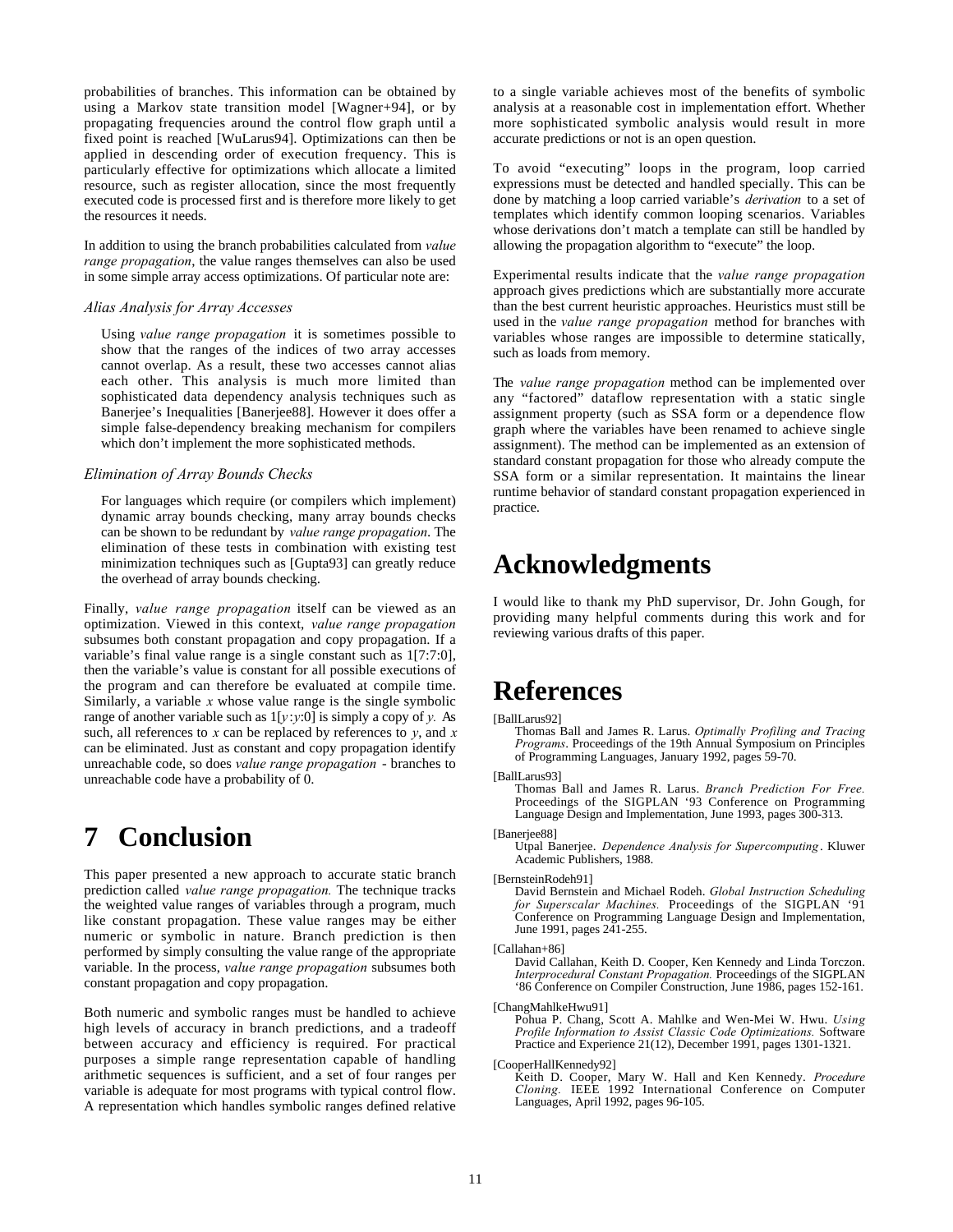probabilities of branches. This information can be obtained by using a Markov state transition model [Wagner+94], or by propagating frequencies around the control flow graph until a fixed point is reached [WuLarus94]. Optimizations can then be applied in descending order of execution frequency. This is particularly effective for optimizations which allocate a limited resource, such as register allocation, since the most frequently executed code is processed first and is therefore more likely to get the resources it needs.

In addition to using the branch probabilities calculated from *value range propagation*, the value ranges themselves can also be used in some simple array access optimizations. Of particular note are:

*Alias Analysis for Array Accesses*

> Using *value range propagation* it is sometimes possible to show that the ranges of the indices of two array accesses cannot overlap. As a result, these two accesses cannot alias each other. This analysis is much more limited than sophisticated data dependency analysis techniques such as Banerjee's Inequalities [Banerjee88]. However it does offer a simple false-dependency breaking mechanism for compilers which don't implement the more sophisticated methods.

*Elimination of Array Bounds Checks*

> For languages which require (or compilers which implement) dynamic array bounds checking, many array bounds checks can be shown to be redundant by *value range propagation*. The elimination of these tests in combination with existing test minimization techniques such as [Gupta93] can greatly reduce the overhead of array bounds checking.

Finally, *value range propagation* itself can be viewed as an optimization. Viewed in this context, *value range propagation* subsumes both constant propagation and copy propagation. If a variable's final value range is a single constant such as 1[7:7:0], then the variable's value is constant for all possible executions of the program and can therefore be evaluated at compile time. Similarly, a variable $x$ whose value range is the single symbolic range of another variable such as $1[y:y:0]$ is simply a copy of $y$. As such, all references to $x$ can be replaced by references to $y$, and $x$ can be eliminated. Just as constant and copy propagation identify unreachable code, so does *value range propagation* - branches to unreachable code have a probability of 0.

# 7 Conclusion

This paper presented a new approach to accurate static branch prediction called *value range propagation.* The technique tracks the weighted value ranges of variables through a program, much like constant propagation. These value ranges may be either numeric or symbolic in nature. Branch prediction is then performed by simply consulting the value range of the appropriate variable. In the process, *value range propagation* subsumes both constant propagation and copy propagation.

Both numeric and symbolic ranges must be handled to achieve high levels of accuracy in branch predictions, and a tradeoff between accuracy and efficiency is required. For practical purposes a simple range representation capable of handling arithmetic sequences is sufficient, and a set of four ranges per variable is adequate for most programs with typical control flow. A representation which handles symbolic ranges defined relative to a single variable achieves most of the benefits of symbolic analysis at a reasonable cost in implementation effort. Whether more sophisticated symbolic analysis would result in more accurate predictions or not is an open question.

To avoid "executing" loops in the program, loop carried expressions must be detected and handled specially. This can be done by matching a loop carried variable's *derivation* to a set of templates which identify common looping scenarios. Variables whose derivations don't match a template can still be handled by allowing the propagation algorithm to "execute" the loop.

Experimental results indicate that the *value range propagation* approach gives predictions which are substantially more accurate than the best current heuristic approaches. Heuristics must still be used in the *value range propagation* method for branches with variables whose ranges are impossible to determine statically, such as loads from memory.

The *value range propagation* method can be implemented over any "factored" dataflow representation with a static single assignment property (such as SSA form or a dependence flow graph where the variables have been renamed to achieve single assignment). The method can be implemented as an extension of standard constant propagation for those who already compute the SSA form or a similar representation. It maintains the linear runtime behavior of standard constant propagation experienced in practice.

# Acknowledgments

I would like to thank my PhD supervisor, Dr. John Gough, for providing many helpful comments during this work and for reviewing various drafts of this paper.

# References

[BallLarus92]
Thomas Ball and James R. Larus. *Optimally Profiling and Tracing Programs*. Proceedings of the 19th Annual Symposium on Principles of Programming Languages, January 1992, pages 59-70.

[BallLarus93]
Thomas Ball and James R. Larus. *Branch Prediction For Free.* Proceedings of the SIGPLAN '93 Conference on Programming Language Design and Implementation, June 1993, pages 300-313.

[Banerjee88]
Utpal Banerjee. *Dependence Analysis for Supercomputing*. Kluwer Academic Publishers, 1988.

[BernsteinRodeh91]
David Bernstein and Michael Rodeh. *Global Instruction Scheduling for Superscalar Machines.* Proceedings of the SIGPLAN '91 Conference on Programming Language Design and Implementation, June 1991, pages 241-255.

[Callahan+86]
David Callahan, Keith D. Cooper, Ken Kennedy and Linda Torczon. *Interprocedural Constant Propagation.* Proceedings of the SIGPLAN '86 Conference on Compiler Construction, June 1986, pages 152-161.

[ChangMahlkeHwu91]
Pohua P. Chang, Scott A. Mahlke and Wen-Mei W. Hwu. *Using Profile Information to Assist Classic Code Optimizations.* Software Practice and Experience 21(12), December 1991, pages 1301-1321.

[CooperHallKennedy92]
Keith D. Cooper, Mary W. Hall and Ken Kennedy. *Procedure Cloning.* IEEE 1992 International Conference on Computer Languages, April 1992, pages 96-105.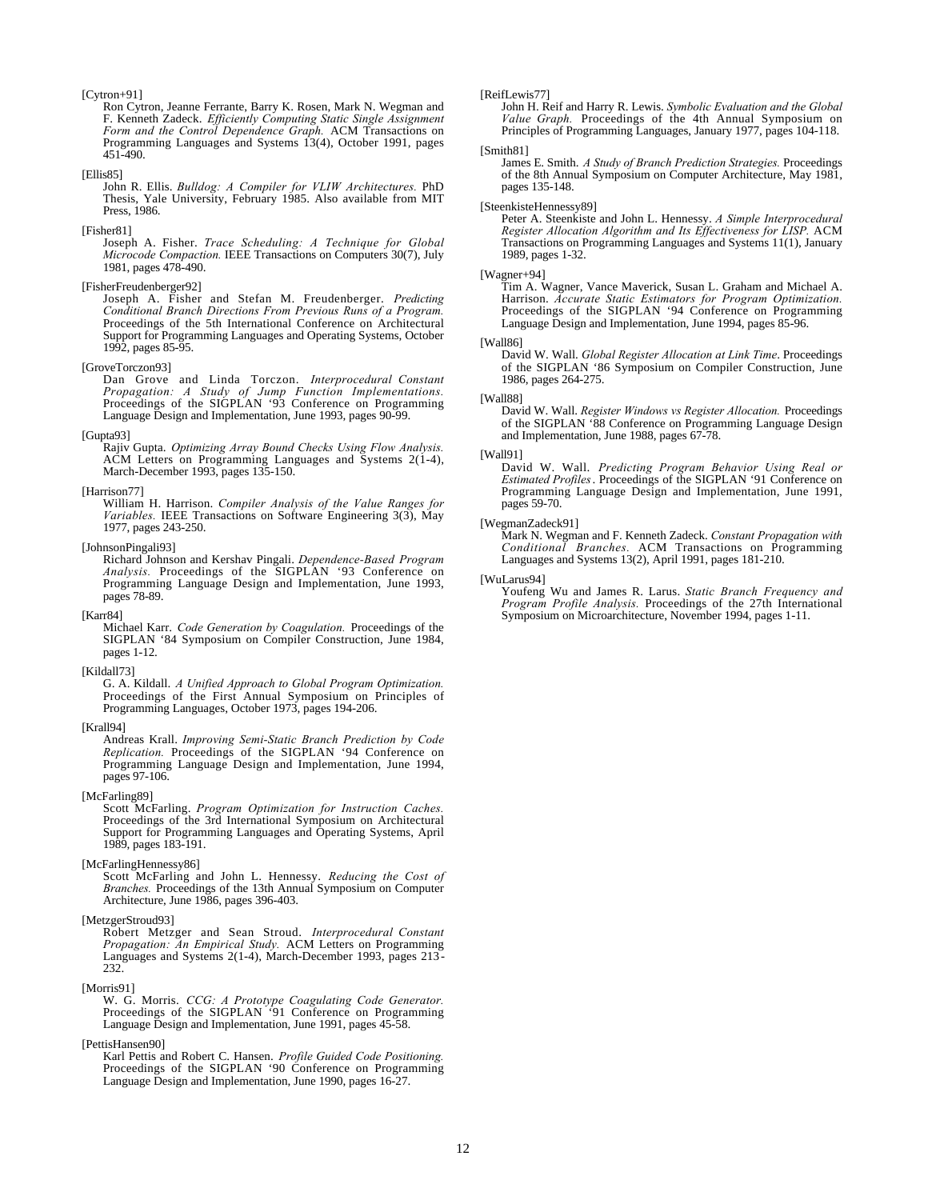[Cytron+91]
Ron Cytron, Jeanne Ferrante, Barry K. Rosen, Mark N. Wegman and F. Kenneth Zadeck. *Efficiently Computing Static Single Assignment Form and the Control Dependence Graph.* ACM Transactions on Programming Languages and Systems 13(4), October 1991, pages 451-490.

[Ellis85]
John R. Ellis. *Bulldog: A Compiler for VLIW Architectures.* PhD Thesis, Yale University, February 1985. Also available from MIT Press, 1986.

[Fisher81]
Joseph A. Fisher. *Trace Scheduling: A Technique for Global Microcode Compaction.* IEEE Transactions on Computers 30(7), July 1981, pages 478-490.

[FisherFreudenberger92]
Joseph A. Fisher and Stefan M. Freudenberger. *Predicting Conditional Branch Directions From Previous Runs of a Program.* Proceedings of the 5th International Conference on Architectural Support for Programming Languages and Operating Systems, October 1992, pages 85-95.

[GroveTorczon93]
Dan Grove and Linda Torczon. *Interprocedural Constant Propagation: A Study of Jump Function Implementations.* Proceedings of the SIGPLAN '93 Conference on Programming Language Design and Implementation, June 1993, pages 90-99.

[Gupta93]
Rajiv Gupta. *Optimizing Array Bound Checks Using Flow Analysis.* ACM Letters on Programming Languages and Systems 2(1-4), March-December 1993, pages 135-150.

[Harrison77]
William H. Harrison. *Compiler Analysis of the Value Ranges for Variables.* IEEE Transactions on Software Engineering 3(3), May 1977, pages 243-250.

[JohnsonPingali93]
Richard Johnson and Kershav Pingali. *Dependence-Based Program Analysis.* Proceedings of the SIGPLAN '93 Conference on Programming Language Design and Implementation, June 1993, pages 78-89.

[Karr84]
Michael Karr. *Code Generation by Coagulation.* Proceedings of the SIGPLAN '84 Symposium on Compiler Construction, June 1984, pages 1-12.

[Kildall73]
G. A. Kildall. *A Unified Approach to Global Program Optimization.* Proceedings of the First Annual Symposium on Principles of Programming Languages, October 1973, pages 194-206.

[Krall94]
Andreas Krall. *Improving Semi-Static Branch Prediction by Code Replication.* Proceedings of the SIGPLAN '94 Conference on Programming Language Design and Implementation, June 1994, pages 97-106.

[McFarling89]
Scott McFarling. *Program Optimization for Instruction Caches.* Proceedings of the 3rd International Symposium on Architectural Support for Programming Languages and Operating Systems, April 1989, pages 183-191.

[McFarlingHennessy86]
Scott McFarling and John L. Hennessy. *Reducing the Cost of Branches.* Proceedings of the 13th Annual Symposium on Computer Architecture, June 1986, pages 396-403.

[MetzgerStroud93]
Robert Metzger and Sean Stroud. *Interprocedural Constant Propagation: An Empirical Study.* ACM Letters on Programming Languages and Systems 2(1-4), March-December 1993, pages 213-232.

[Morris91]
W. G. Morris. *CCG: A Prototype Coagulating Code Generator.* Proceedings of the SIGPLAN '91 Conference on Programming Language Design and Implementation, June 1991, pages 45-58.

[PettisHansen90]
Karl Pettis and Robert C. Hansen. *Profile Guided Code Positioning.* Proceedings of the SIGPLAN '90 Conference on Programming Language Design and Implementation, June 1990, pages 16-27.

[ReifLewis77]
John H. Reif and Harry R. Lewis. *Symbolic Evaluation and the Global Value Graph.* Proceedings of the 4th Annual Symposium on Principles of Programming Languages, January 1977, pages 104-118.

[Smith81]
James E. Smith. *A Study of Branch Prediction Strategies.* Proceedings of the 8th Annual Symposium on Computer Architecture, May 1981, pages 135-148.

[SteenkisteHennessy89]
Peter A. Steenkiste and John L. Hennessy. *A Simple Interprocedural Register Allocation Algorithm and Its Effectiveness for LISP.* ACM Transactions on Programming Languages and Systems 11(1), January 1989, pages 1-32.

[Wagner+94]
Tim A. Wagner, Vance Maverick, Susan L. Graham and Michael A. Harrison. *Accurate Static Estimators for Program Optimization.* Proceedings of the SIGPLAN '94 Conference on Programming Language Design and Implementation, June 1994, pages 85-96.

[Wall86]
David W. Wall. *Global Register Allocation at Link Time*. Proceedings of the SIGPLAN '86 Symposium on Compiler Construction, June 1986, pages 264-275.

[Wall88]
David W. Wall. *Register Windows vs Register Allocation.* Proceedings of the SIGPLAN '88 Conference on Programming Language Design and Implementation, June 1988, pages 67-78.

[Wall91]
David W. Wall. *Predicting Program Behavior Using Real or Estimated Profiles*. Proceedings of the SIGPLAN '91 Conference on Programming Language Design and Implementation, June 1991, pages 59-70.

[WegmanZadeck91]
Mark N. Wegman and F. Kenneth Zadeck. *Constant Propagation with Conditional Branches.* ACM Transactions on Programming Languages and Systems 13(2), April 1991, pages 181-210.

[WuLarus94]
Youfeng Wu and James R. Larus. *Static Branch Frequency and Program Profile Analysis.* Proceedings of the 27th International Symposium on Microarchitecture, November 1994, pages 1-11.